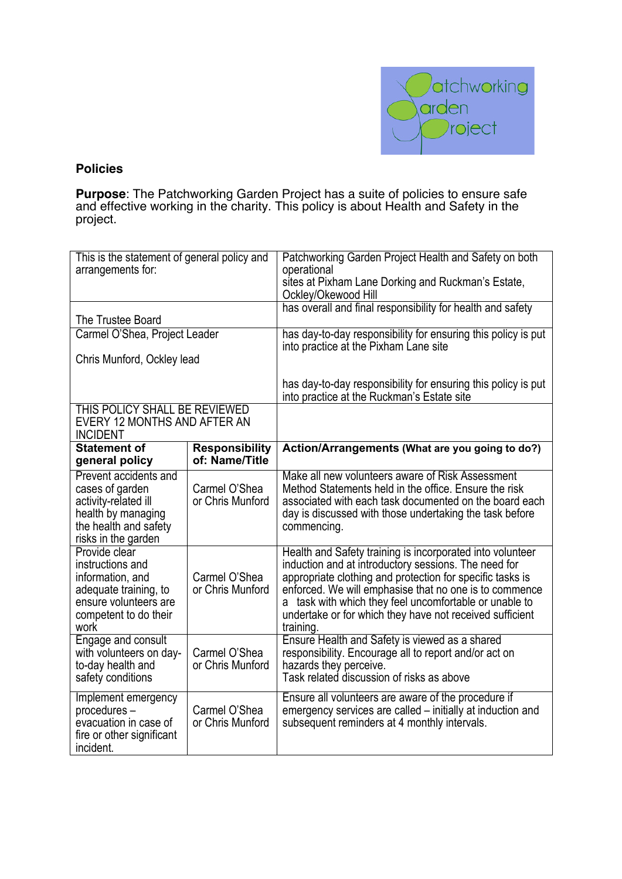## Policies

**Purpose**: The Patchworking Garden Project has a suite of policies to ensure safe and effective working in the charity. This policy is about Health and Safety in the project.

| This is the statement of general policy and arrangements for: | | Patchworking Garden Project Health and Safety on both operational sites at Pixham Lane Dorking and Ruckman's Estate, Ockley/Okewood Hill |
|---|---|---|
| The Trustee Board | | has overall and final responsibility for health and safety |
| Carmel O'Shea, Project Leader | | has day-to-day responsibility for ensuring this policy is put into practice at the Pixham Lane site |
| Chris Munford, Ockley lead | | has day-to-day responsibility for ensuring this policy is put into practice at the Ruckman's Estate site |
| THIS POLICY SHALL BE REVIEWED EVERY 12 MONTHS AND AFTER AN INCIDENT | | |
| **Statement of general policy** | **Responsibility of: Name/Title** | **Action/Arrangements (What are you going to do?)** |
| Prevent accidents and cases of garden activity-related ill health by managing the health and safety risks in the garden | Carmel O'Shea or Chris Munford | Make all new volunteers aware of Risk Assessment Method Statements held in the office. Ensure the risk associated with each task documented on the board each day is discussed with those undertaking the task before commencing. |
| Provide clear instructions and information, and adequate training, to ensure volunteers are competent to do their work | Carmel O'Shea or Chris Munford | Health and Safety training is incorporated into volunteer induction and at introductory sessions. The need for appropriate clothing and protection for specific tasks is enforced. We will emphasise that no one is to commence a task with which they feel uncomfortable or unable to undertake or for which they have not received sufficient training. |
| Engage and consult with volunteers on day-to-day health and safety conditions | Carmel O'Shea or Chris Munford | Ensure Health and Safety is viewed as a shared responsibility. Encourage all to report and/or act on hazards they perceive. Task related discussion of risks as above |
| Implement emergency procedures – evacuation in case of fire or other significant incident. | Carmel O'Shea or Chris Munford | Ensure all volunteers are aware of the procedure if emergency services are called – initially at induction and subsequent reminders at 4 monthly intervals. |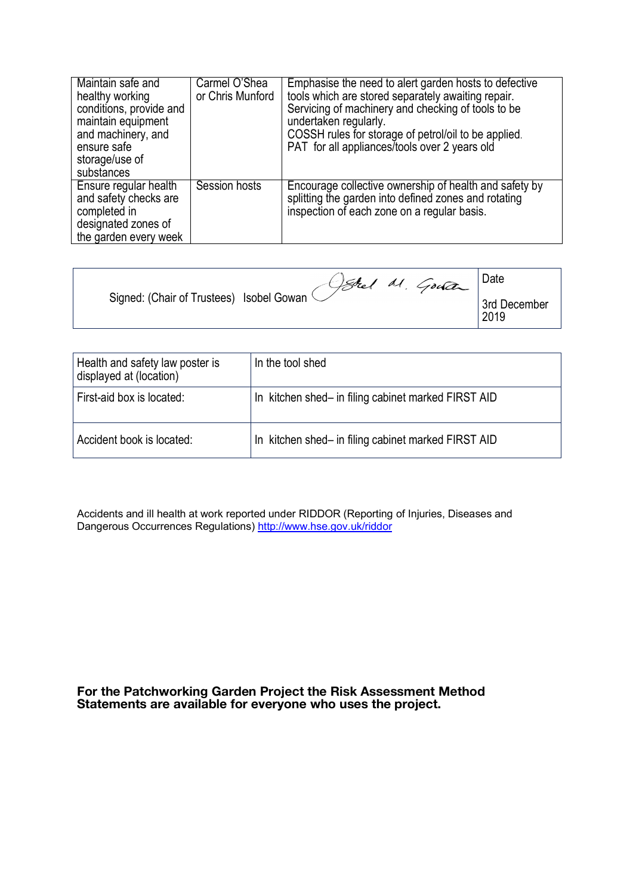| | | |
|---|---|---|
| Maintain safe and healthy working conditions, provide and maintain equipment and machinery, and ensure safe storage/use of substances | Carmel O'Shea or Chris Munford | Emphasise the need to alert garden hosts to defective tools which are stored separately awaiting repair. Servicing of machinery and checking of tools to be undertaken regularly. COSSH rules for storage of petrol/oil to be applied. PAT for all appliances/tools over 2 years old |
| Ensure regular health and safety checks are completed in designated zones of the garden every week | Session hosts | Encourage collective ownership of health and safety by splitting the garden into defined zones and rotating inspection of each zone on a regular basis. |

| | |
|---|---|
| Signed: (Chair of Trustees) Isobel Gowan *Isobel M. Gowan* | Date<br>3rd December 2019 |

| | |
|---|---|
| Health and safety law poster is displayed at (location) | In the tool shed |
| First-aid box is located: | In kitchen shed– in filing cabinet marked FIRST AID |
| Accident book is located: | In kitchen shed– in filing cabinet marked FIRST AID |

Accidents and ill health at work reported under RIDDOR (Reporting of Injuries, Diseases and Dangerous Occurrences Regulations) http://www.hse.gov.uk/riddor

**For the Patchworking Garden Project the Risk Assessment Method Statements are available for everyone who uses the project.**